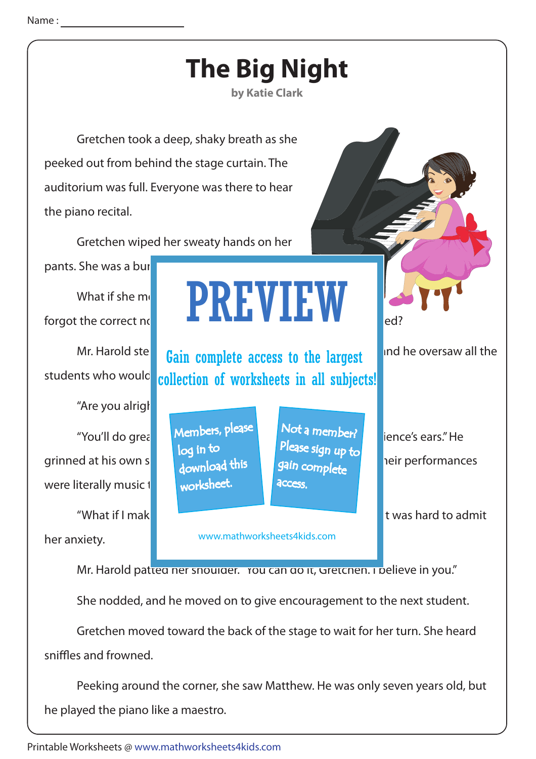Name :

# The Big Night

**by Katie Clark**

Gretchen took a deep, shaky breath as she peeked out from behind the stage curtain. The auditorium was full. Everyone was there to hear the piano recital.

Gretchen wiped her sweaty hands on her pants. She was a bur

What if she m forgot the correct n ed?

Mr. Harold ste nd he oversaw all the students who woul

"Are you alrig

"You'll do gre ience's ears." He grinned at his own s heir performances were literally music t

"What if I mak t was hard to admit her anxiety.

PREVIEW

Gain complete access to the largest collection of worksheets in all subjects!

Members, please log in to download this worksheet.

Not a member? Please sign up to gain complete access.

www.mathworksheets4kids.com

Mr. Harold patted her shoulder. "You can do it, Gretchen. I believe in you."

She nodded, and he moved on to give encouragement to the next student.

Gretchen moved toward the back of the stage to wait for her turn. She heard sniffles and frowned.

Peeking around the corner, she saw Matthew. He was only seven years old, but he played the piano like a maestro.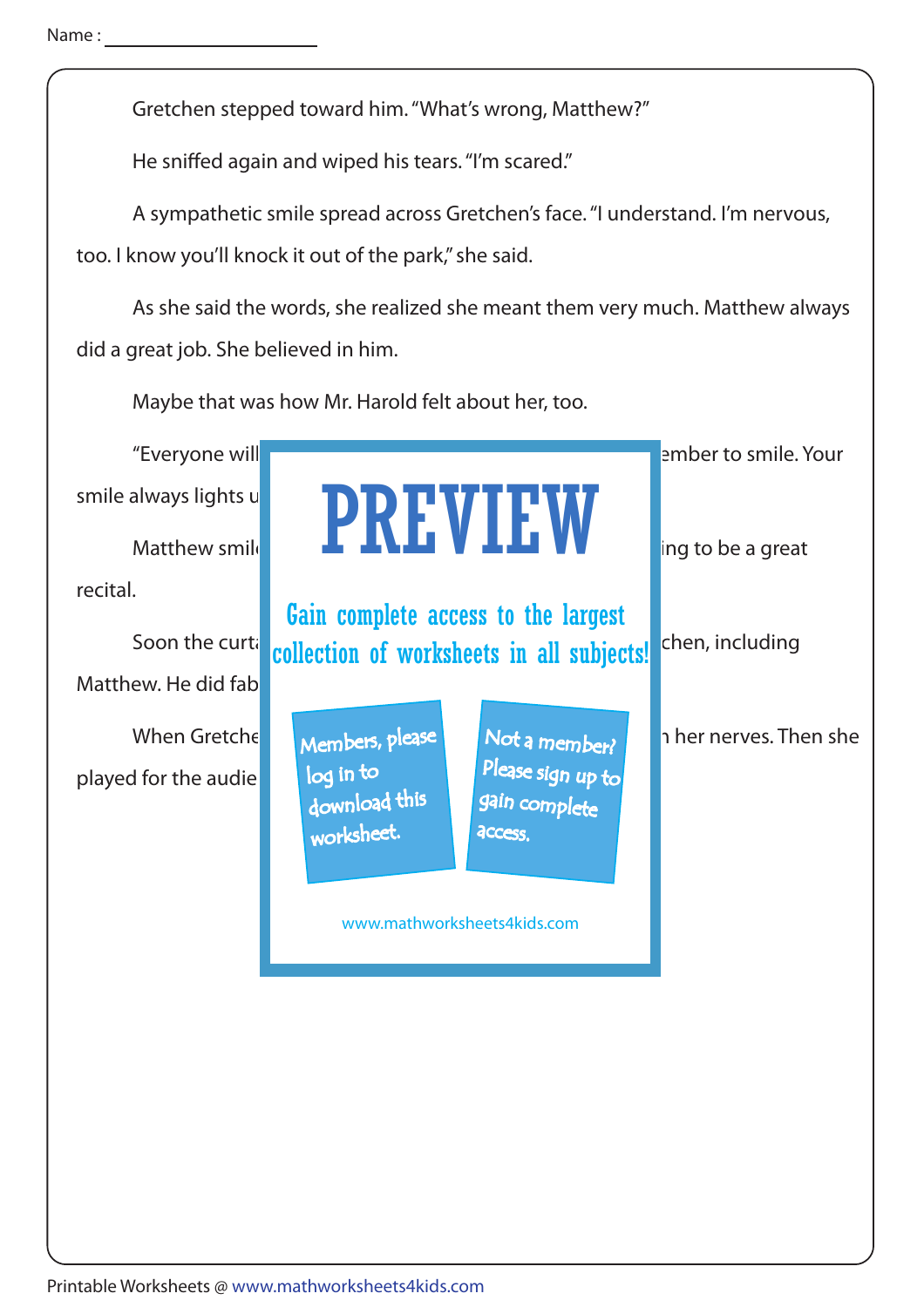Name : ______________________

Gretchen stepped toward him. "What's wrong, Matthew?"

He sniffed again and wiped his tears. "I'm scared."

A sympathetic smile spread across Gretchen's face. "I understand. I'm nervous, too. I know you'll knock it out of the park," she said.

As she said the words, she realized she meant them very much. Matthew always did a great job. She believed in him.

Maybe that was how Mr. Harold felt about her, too.

"Everyone will ember to smile. Your smile always lights u

Matthew smil ing to be a great recital.

Soon the curt chen, including Matthew. He did fab

When Gretche her nerves. Then she played for the audie

PREVIEW

Gain complete access to the largest collection of worksheets in all subjects!

Members, please log in to download this worksheet.

Not a member? Please sign up to gain complete access.

www.mathworksheets4kids.com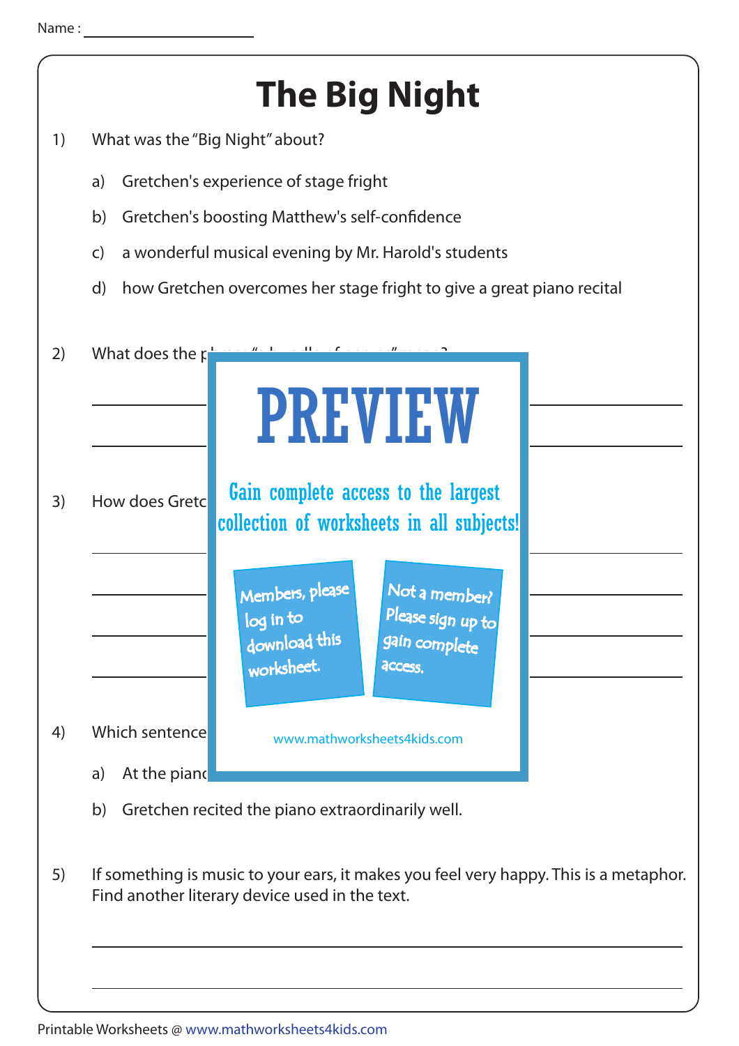Name : ____________________

# The Big Night

1) What was the "Big Night" about?

   a) Gretchen's experience of stage fright

   b) Gretchen's boosting Matthew's self-confidence

   c) a wonderful musical evening by Mr. Harold's students

   d) how Gretchen overcomes her stage fright to give a great piano recital

2) What does the p

3) How does Gretc

4) Which sentence

   a) At the pianc

   b) Gretchen recited the piano extraordinarily well.

5) If something is music to your ears, it makes you feel very happy. This is a metaphor. Find another literary device used in the text.

PREVIEW

Gain complete access to the largest collection of worksheets in all subjects!

Members, please log in to download this worksheet.

Not a member? Please sign up to gain complete access.

www.mathworksheets4kids.com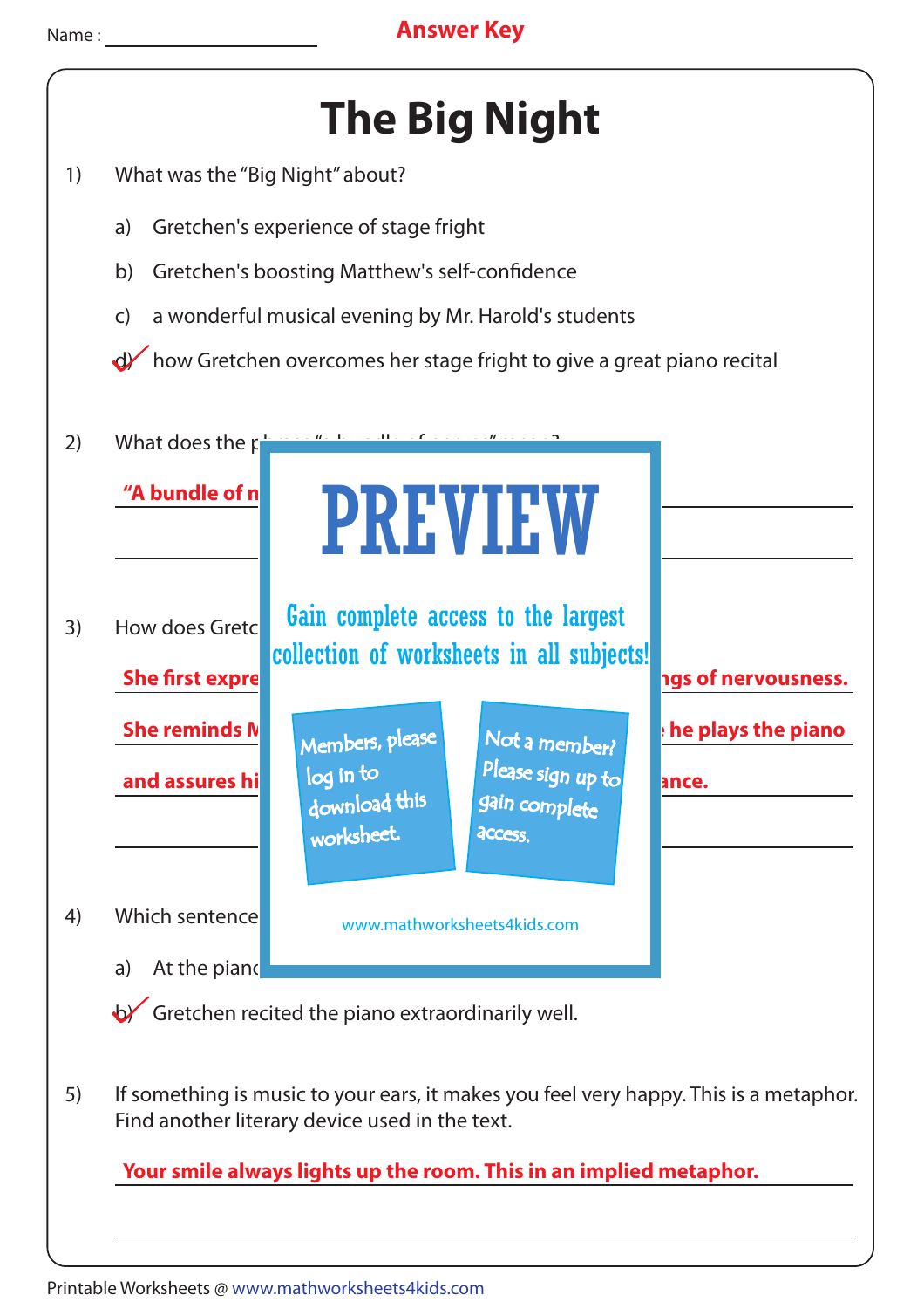Name : 

**Answer Key**

# The Big Night

1) What was the "Big Night" about?

   a) Gretchen's experience of stage fright

   b) Gretchen's boosting Matthew's self-confidence

   c) a wonderful musical evening by Mr. Harold's students

   d) ✓ how Gretchen overcomes her stage fright to give a great piano recital

2) What does the p

   **"A bundle of n**

3) How does Gretc

   **She first expre** **ngs of nervousness.**

   **She reminds M** **he plays the piano**

   **and assures hi** **ance.**

4) Which sentence

   a) At the pianc

   b) ✓ Gretchen recited the piano extraordinarily well.

5) If something is music to your ears, it makes you feel very happy. This is a metaphor. Find another literary device used in the text.

   **Your smile always lights up the room. This in an implied metaphor.**

PREVIEW

Gain complete access to the largest collection of worksheets in all subjects!

Members, please log in to download this worksheet.

Not a member? Please sign up to gain complete access.

www.mathworksheets4kids.com

Printable Worksheets @ www.mathworksheets4kids.com